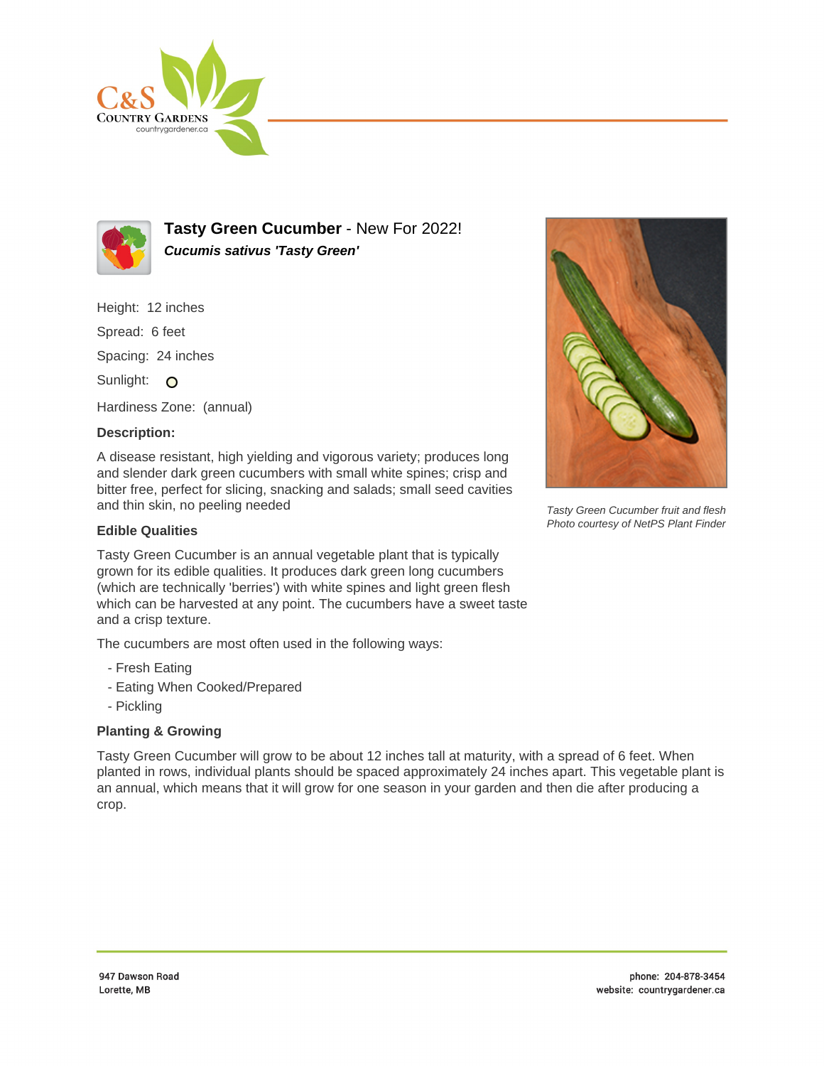# Tasty Green Cucumber - New For 2022!

***Cucumis sativus 'Tasty Green'***

Height: 12 inches

Spread: 6 feet

Spacing: 24 inches

Sunlight:

Hardiness Zone: (annual)

**Description:**

A disease resistant, high yielding and vigorous variety; produces long and slender dark green cucumbers with small white spines; crisp and bitter free, perfect for slicing, snacking and salads; small seed cavities and thin skin, no peeling needed

*Tasty Green Cucumber fruit and flesh*
*Photo courtesy of NetPS Plant Finder*

**Edible Qualities**

Tasty Green Cucumber is an annual vegetable plant that is typically grown for its edible qualities. It produces dark green long cucumbers (which are technically 'berries') with white spines and light green flesh which can be harvested at any point. The cucumbers have a sweet taste and a crisp texture.

The cucumbers are most often used in the following ways:

- Fresh Eating
- Eating When Cooked/Prepared
- Pickling

**Planting & Growing**

Tasty Green Cucumber will grow to be about 12 inches tall at maturity, with a spread of 6 feet. When planted in rows, individual plants should be spaced approximately 24 inches apart. This vegetable plant is an annual, which means that it will grow for one season in your garden and then die after producing a crop.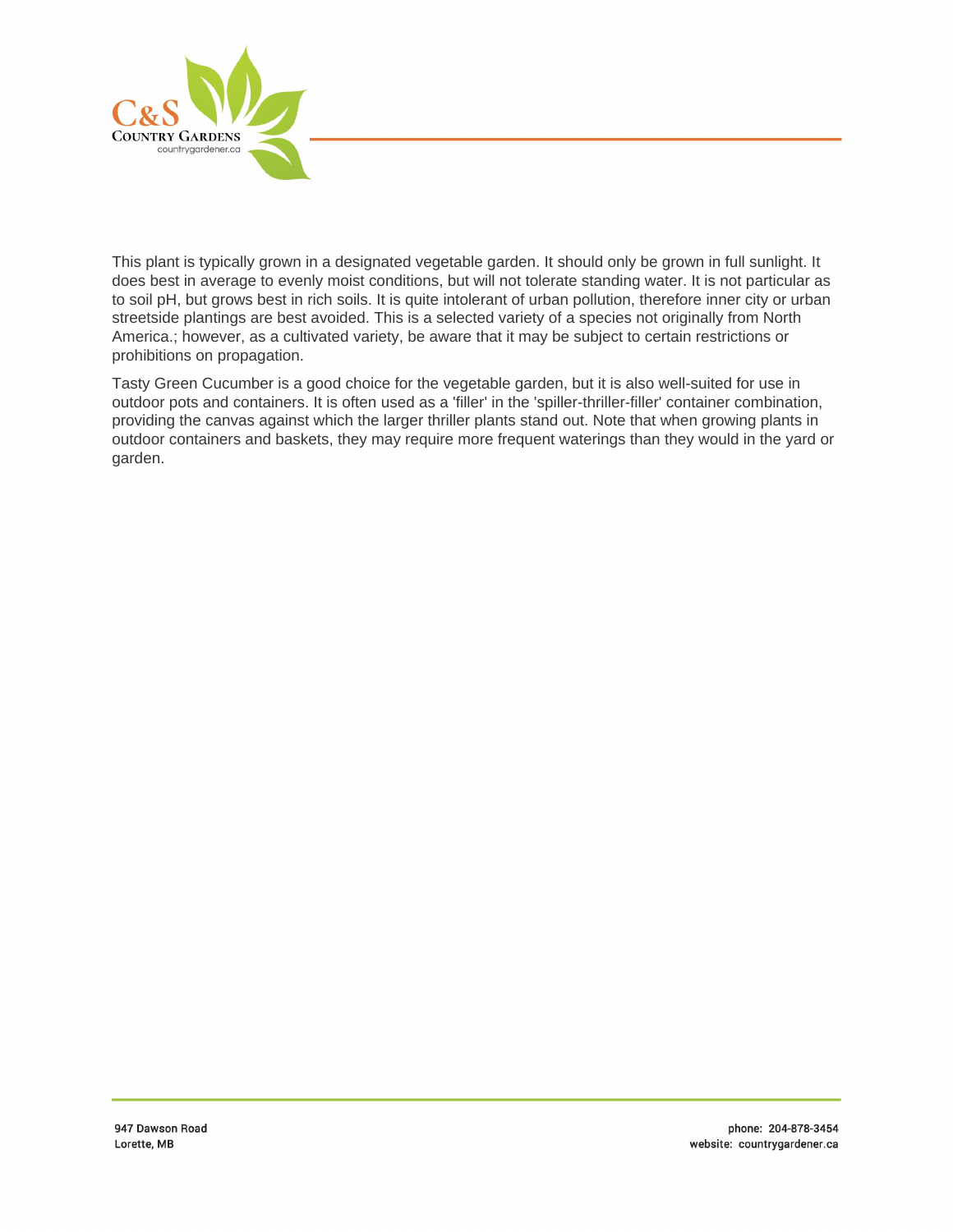This plant is typically grown in a designated vegetable garden. It should only be grown in full sunlight. It does best in average to evenly moist conditions, but will not tolerate standing water. It is not particular as to soil pH, but grows best in rich soils. It is quite intolerant of urban pollution, therefore inner city or urban streetside plantings are best avoided. This is a selected variety of a species not originally from North America.; however, as a cultivated variety, be aware that it may be subject to certain restrictions or prohibitions on propagation.

Tasty Green Cucumber is a good choice for the vegetable garden, but it is also well-suited for use in outdoor pots and containers. It is often used as a 'filler' in the 'spiller-thriller-filler' container combination, providing the canvas against which the larger thriller plants stand out. Note that when growing plants in outdoor containers and baskets, they may require more frequent waterings than they would in the yard or garden.